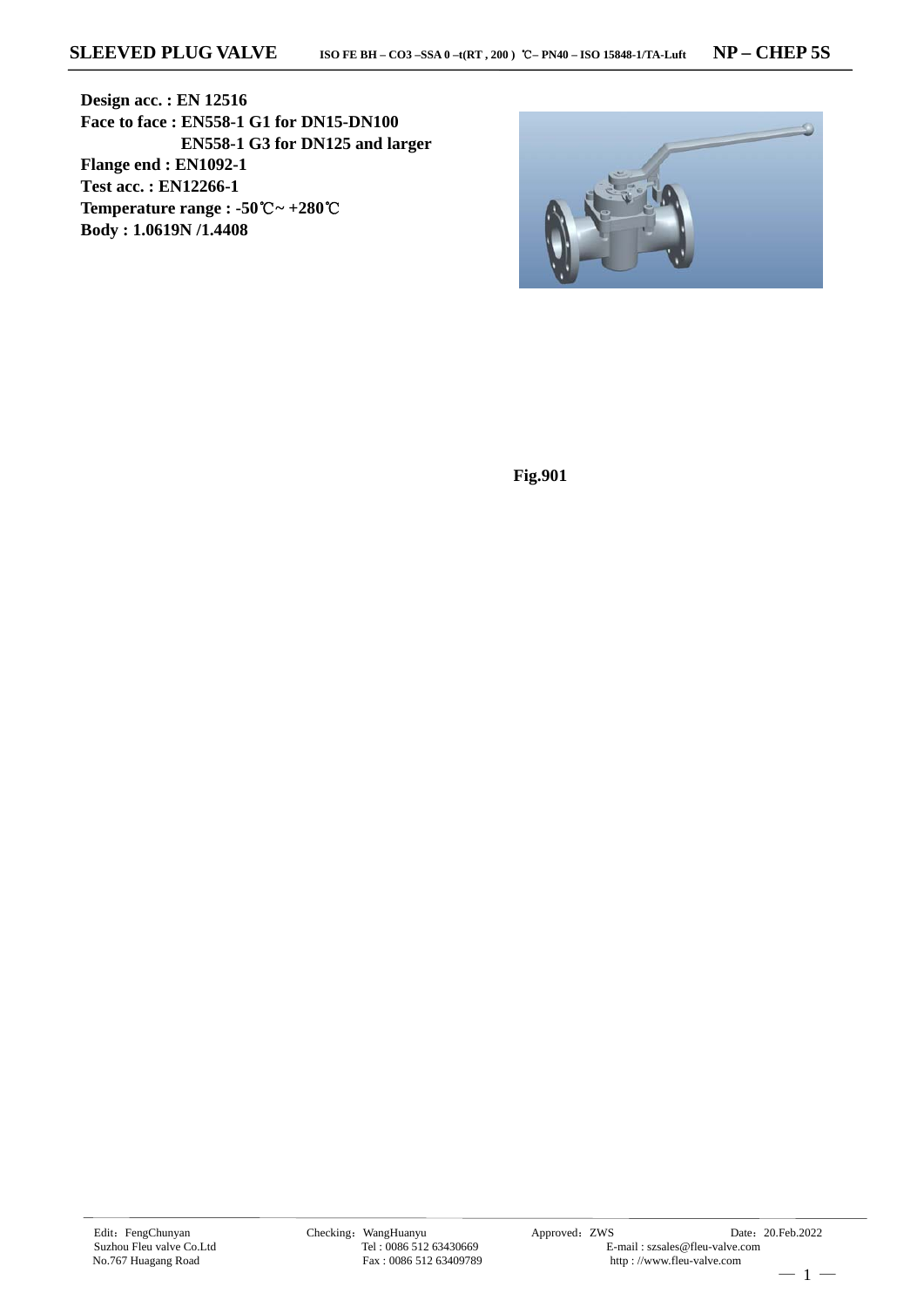# SLEEVED PLUG VALVE

ISO FE BH – CO3 –SSA 0 –t(RT , 200 ) ℃– PN40 – ISO 15848-1/TA-Luft

**NP – CHEP 5S**

**Design acc. : EN 12516**
**Face to face : EN558-1 G1 for DN15-DN100**
**EN558-1 G3 for DN125 and larger**
**Flange end : EN1092-1**
**Test acc. : EN12266-1**
**Temperature range : -50℃~ +280℃**
**Body : 1.0619N /1.4408**

**Fig.901**

Edit：FengChunyan
Suzhou Fleu valve Co.Ltd
No.767 Huagang Road

Checking：WangHuanyu
Tel : 0086 512 63430669
Fax : 0086 512 63409789

Approved：ZWS
E-mail : szsales@fleu-valve.com
http : //www.fleu-valve.com

Date：20.Feb.2022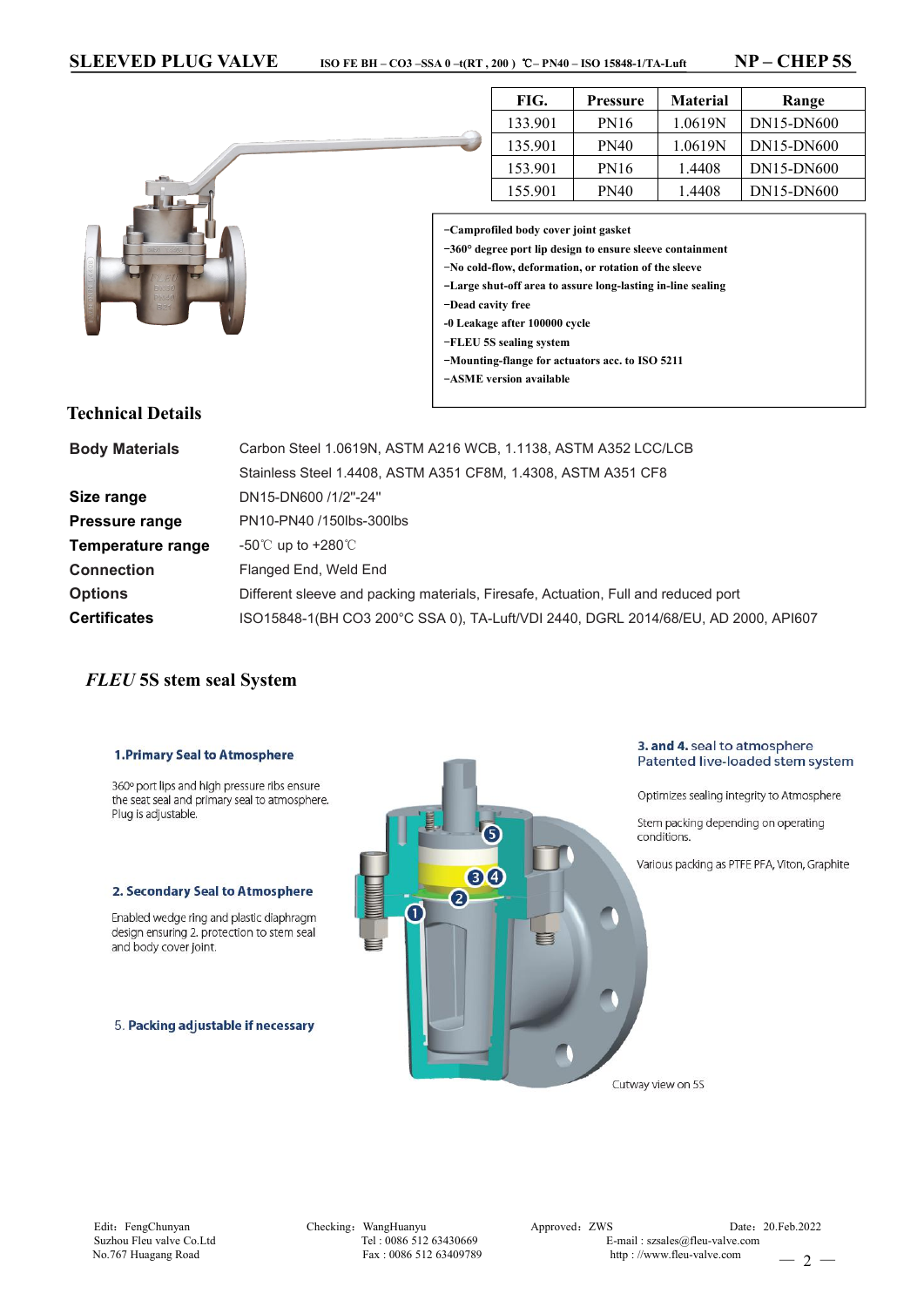# SLEEVED PLUG VALVE

**ISO FE BH – CO3 –SSA 0 –t(RT , 200 ) ℃– PN40 – ISO 15848-1/TA-Luft**

**NP – CHEP 5S**

| FIG. | Pressure | Material | Range |
|---|---|---|---|
| 133.901 | PN16 | 1.0619N | DN15-DN600 |
| 135.901 | PN40 | 1.0619N | DN15-DN600 |
| 153.901 | PN16 | 1.4408 | DN15-DN600 |
| 155.901 | PN40 | 1.4408 | DN15-DN600 |

- **Camprofiled body cover joint gasket**
- **360° degree port lip design to ensure sleeve containment**
- **No cold-flow, deformation, or rotation of the sleeve**
- **Large shut-off area to assure long-lasting in-line sealing**
- **Dead cavity free**
- **0 Leakage after 100000 cycle**
- **FLEU 5S sealing system**
- **Mounting-flange for actuators acc. to ISO 5211**
- **ASME version available**

## Technical Details

| | |
|---|---|
| **Body Materials** | Carbon Steel 1.0619N, ASTM A216 WCB, 1.1138, ASTM A352 LCC/LCB |
| | Stainless Steel 1.4408, ASTM A351 CF8M, 1.4308, ASTM A351 CF8 |
| **Size range** | DN15-DN600 /1/2"-24" |
| **Pressure range** | PN10-PN40 /150lbs-300lbs |
| **Temperature range** | -50℃ up to +280℃ |
| **Connection** | Flanged End, Weld End |
| **Options** | Different sleeve and packing materials, Firesafe, Actuation, Full and reduced port |
| **Certificates** | ISO15848-1(BH CO3 200°C SSA 0), TA-Luft/VDI 2440, DGRL 2014/68/EU, AD 2000, API607 |

## *FLEU* 5S stem seal System

**1. Primary Seal to Atmosphere**

360° port lips and high pressure ribs ensure the seat seal and primary seal to atmosphere. Plug is adjustable.

**2. Secondary Seal to Atmosphere**

Enabled wedge ring and plastic diaphragm design ensuring 2. protection to stem seal and body cover joint.

5. **Packing adjustable if necessary**

**3. and 4.** seal to atmosphere
Patented live-loaded stem system

Optimizes sealing integrity to Atmosphere

Stem packing depending on operating conditions.

Various packing as PTFE PFA, Viton, Graphite

Cutway view on 5S

Edit：FengChunyan
Suzhou Fleu valve Co.Ltd
No.767 Huagang Road

Checking：WangHuanyu
Tel : 0086 512 63430669
Fax : 0086 512 63409789

Approved：ZWS
E-mail : szsales@fleu-valve.com
http : //www.fleu-valve.com

Date：20.Feb.2022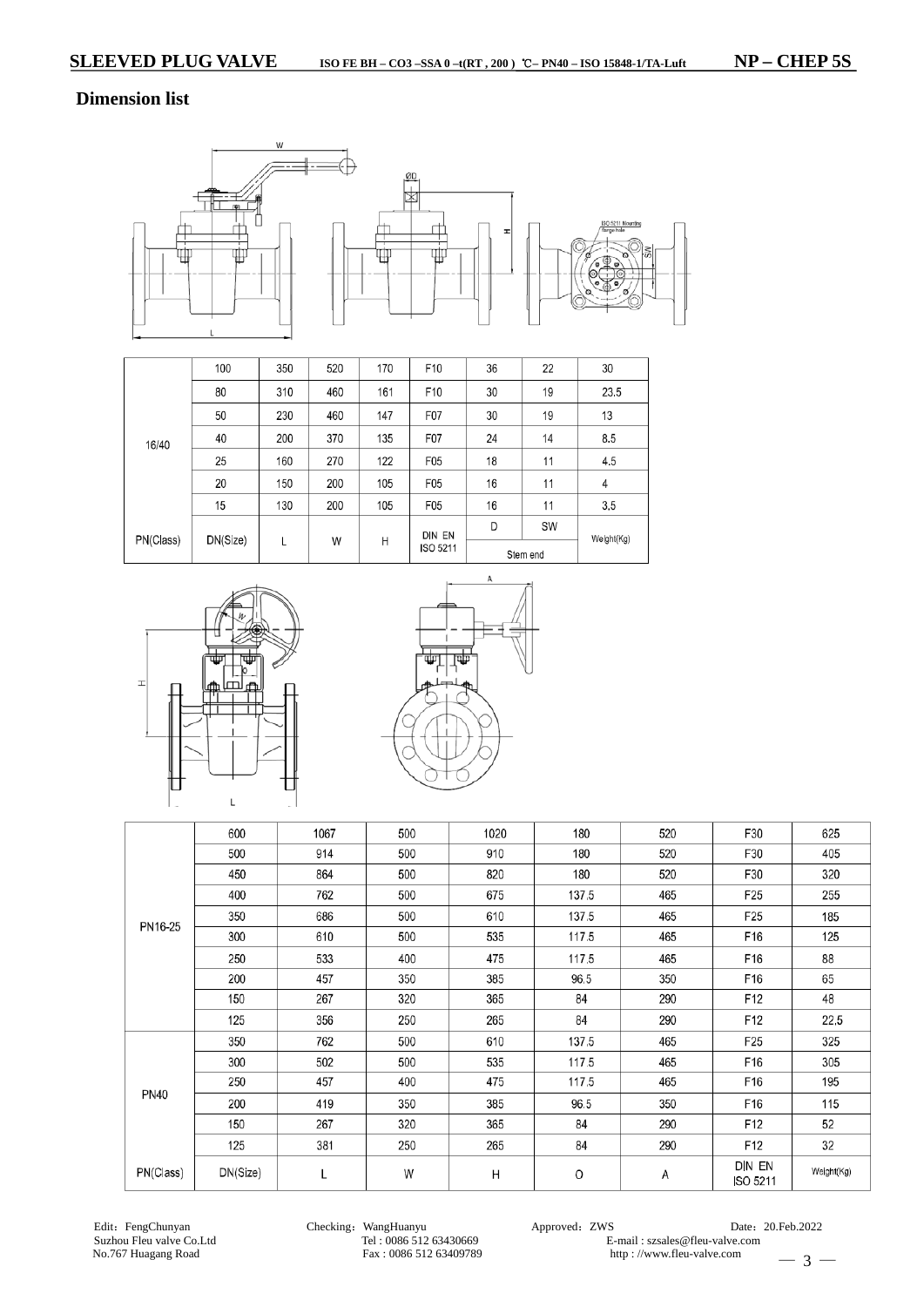## Dimension list

| | | | | | | | | |
|---|---|---|---|---|---|---|---|---|
| 16/40 | 100 | 350 | 520 | 170 | F10 | 36 | 22 | 30 |
| | 80 | 310 | 460 | 161 | F10 | 30 | 19 | 23.5 |
| | 50 | 230 | 460 | 147 | F07 | 30 | 19 | 13 |
| | 40 | 200 | 370 | 135 | F07 | 24 | 14 | 8.5 |
| | 25 | 160 | 270 | 122 | F05 | 18 | 11 | 4.5 |
| | 20 | 150 | 200 | 105 | F05 | 16 | 11 | 4 |
| | 15 | 130 | 200 | 105 | F05 | 16 | 11 | 3.5 |
| PN(Class) | DN(Size) | L | W | H | DIN EN ISO 5211 | D | SW | Weight(Kg) |
| | | | | | | Stem end | | |

| | | | | | | | | |
|---|---|---|---|---|---|---|---|---|
| PN16-25 | 600 | 1067 | 500 | 1020 | 180 | 520 | F30 | 625 |
| | 500 | 914 | 500 | 910 | 180 | 520 | F30 | 405 |
| | 450 | 864 | 500 | 820 | 180 | 520 | F30 | 320 |
| | 400 | 762 | 500 | 675 | 137.5 | 465 | F25 | 255 |
| | 350 | 686 | 500 | 610 | 137.5 | 465 | F25 | 185 |
| | 300 | 610 | 500 | 535 | 117.5 | 465 | F16 | 125 |
| | 250 | 533 | 400 | 475 | 117.5 | 465 | F16 | 88 |
| | 200 | 457 | 350 | 385 | 96.5 | 350 | F16 | 65 |
| | 150 | 267 | 320 | 365 | 84 | 290 | F12 | 48 |
| | 125 | 356 | 250 | 265 | 84 | 290 | F12 | 22.5 |
| PN40 | 350 | 762 | 500 | 610 | 137.5 | 465 | F25 | 325 |
| | 300 | 502 | 500 | 535 | 117.5 | 465 | F16 | 305 |
| | 250 | 457 | 400 | 475 | 117.5 | 465 | F16 | 195 |
| | 200 | 419 | 350 | 385 | 96.5 | 350 | F16 | 115 |
| | 150 | 267 | 320 | 365 | 84 | 290 | F12 | 52 |
| | 125 | 381 | 250 | 265 | 84 | 290 | F12 | 32 |
| PN(Class) | DN(Size) | L | W | H | O | A | DIN EN ISO 5211 | Weight(Kg) |

Edit：FengChunyan Checking：WangHuanyu Approved：ZWS Date：20.Feb.2022

Suzhou Fleu valve Co.Ltd Tel : 0086 512 63430669 E-mail : szsales@fleu-valve.com

No.767 Huagang Road Fax : 0086 512 63409789 http : //www.fleu-valve.com